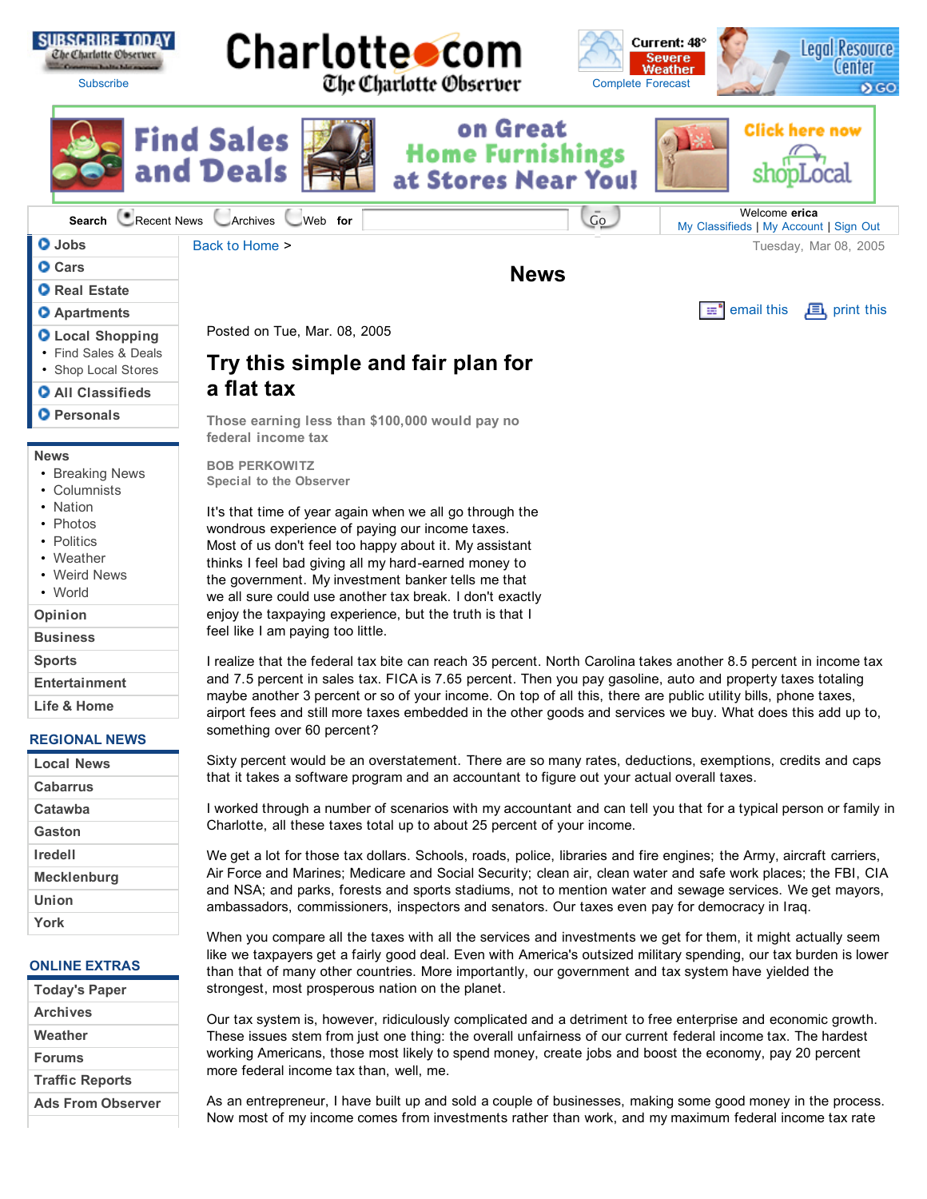# News

Posted on Tue, Mar. 08, 2005

## Try this simple and fair plan for a flat tax

**Those earning less than $100,000 would pay no federal income tax**

**BOB PERKOWITZ**
**Special to the Observer**

It's that time of year again when we all go through the wondrous experience of paying our income taxes. Most of us don't feel too happy about it. My assistant thinks I feel bad giving all my hard-earned money to the government. My investment banker tells me that we all sure could use another tax break. I don't exactly enjoy the taxpaying experience, but the truth is that I feel like I am paying too little.

I realize that the federal tax bite can reach 35 percent. North Carolina takes another 8.5 percent in income tax and 7.5 percent in sales tax. FICA is 7.65 percent. Then you pay gasoline, auto and property taxes totaling maybe another 3 percent or so of your income. On top of all this, there are public utility bills, phone taxes, airport fees and still more taxes embedded in the other goods and services we buy. What does this add up to, something over 60 percent?

Sixty percent would be an overstatement. There are so many rates, deductions, exemptions, credits and caps that it takes a software program and an accountant to figure out your actual overall taxes.

I worked through a number of scenarios with my accountant and can tell you that for a typical person or family in Charlotte, all these taxes total up to about 25 percent of your income.

We get a lot for those tax dollars. Schools, roads, police, libraries and fire engines; the Army, aircraft carriers, Air Force and Marines; Medicare and Social Security; clean air, clean water and safe work places; the FBI, CIA and NSA; and parks, forests and sports stadiums, not to mention water and sewage services. We get mayors, ambassadors, commissioners, inspectors and senators. Our taxes even pay for democracy in Iraq.

When you compare all the taxes with all the services and investments we get for them, it might actually seem like we taxpayers get a fairly good deal. Even with America's outsized military spending, our tax burden is lower than that of many other countries. More importantly, our government and tax system have yielded the strongest, most prosperous nation on the planet.

Our tax system is, however, ridiculously complicated and a detriment to free enterprise and economic growth. These issues stem from just one thing: the overall unfairness of our current federal income tax. The hardest working Americans, those most likely to spend money, create jobs and boost the economy, pay 20 percent more federal income tax than, well, me.

As an entrepreneur, I have built up and sold a couple of businesses, making some good money in the process. Now most of my income comes from investments rather than work, and my maximum federal income tax rate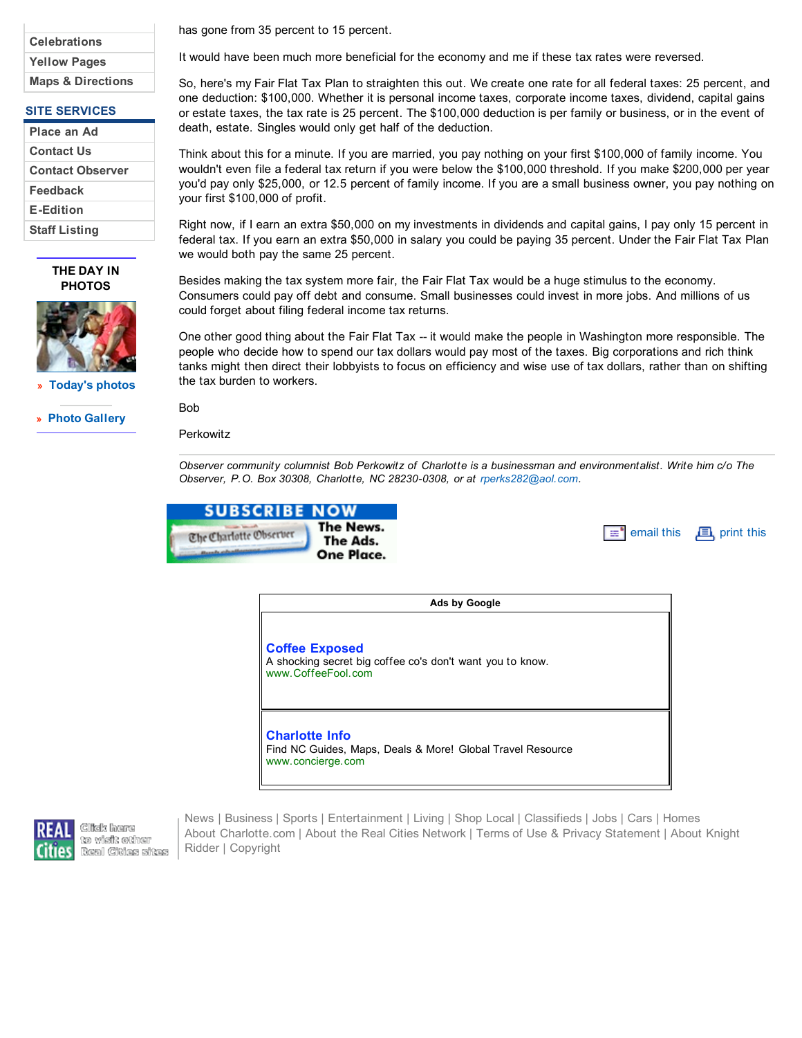Celebrations
Yellow Pages
Maps & Directions

**SITE SERVICES**

Place an Ad
Contact Us
Contact Observer
Feedback
E-Edition
Staff Listing

**THE DAY IN PHOTOS**

» Today's photos

» Photo Gallery

has gone from 35 percent to 15 percent.

It would have been much more beneficial for the economy and me if these tax rates were reversed.

So, here's my Fair Flat Tax Plan to straighten this out. We create one rate for all federal taxes: 25 percent, and one deduction: $100,000. Whether it is personal income taxes, corporate income taxes, dividend, capital gains or estate taxes, the tax rate is 25 percent. The $100,000 deduction is per family or business, or in the event of death, estate. Singles would only get half of the deduction.

Think about this for a minute. If you are married, you pay nothing on your first $100,000 of family income. You wouldn't even file a federal tax return if you were below the $100,000 threshold. If you make $200,000 per year you'd pay only $25,000, or 12.5 percent of family income. If you are a small business owner, you pay nothing on your first $100,000 of profit.

Right now, if I earn an extra $50,000 on my investments in dividends and capital gains, I pay only 15 percent in federal tax. If you earn an extra $50,000 in salary you could be paying 35 percent. Under the Fair Flat Tax Plan we would both pay the same 25 percent.

Besides making the tax system more fair, the Fair Flat Tax would be a huge stimulus to the economy. Consumers could pay off debt and consume. Small businesses could invest in more jobs. And millions of us could forget about filing federal income tax returns.

One other good thing about the Fair Flat Tax -- it would make the people in Washington more responsible. The people who decide how to spend our tax dollars would pay most of the taxes. Big corporations and rich think tanks might then direct their lobbyists to focus on efficiency and wise use of tax dollars, rather than on shifting the tax burden to workers.

Bob

Perkowitz

---

*Observer community columnist Bob Perkowitz of Charlotte is a businessman and environmentalist. Write him c/o The Observer, P.O. Box 30308, Charlotte, NC 28230-0308, or at rperks282@aol.com.*

SUBSCRIBE NOW The Charlotte Observer The News. The Ads. One Place.

email this | print this

**Ads by Google**

**Coffee Exposed**
A shocking secret big coffee co's don't want you to know.
www.CoffeeFool.com

**Charlotte Info**
Find NC Guides, Maps, Deals & More! Global Travel Resource
www.concierge.com

REAL Cities — Click here to visit other Real Cities sites

News | Business | Sports | Entertainment | Living | Shop Local | Classifieds | Jobs | Cars | Homes
About Charlotte.com | About the Real Cities Network | Terms of Use & Privacy Statement | About Knight Ridder | Copyright